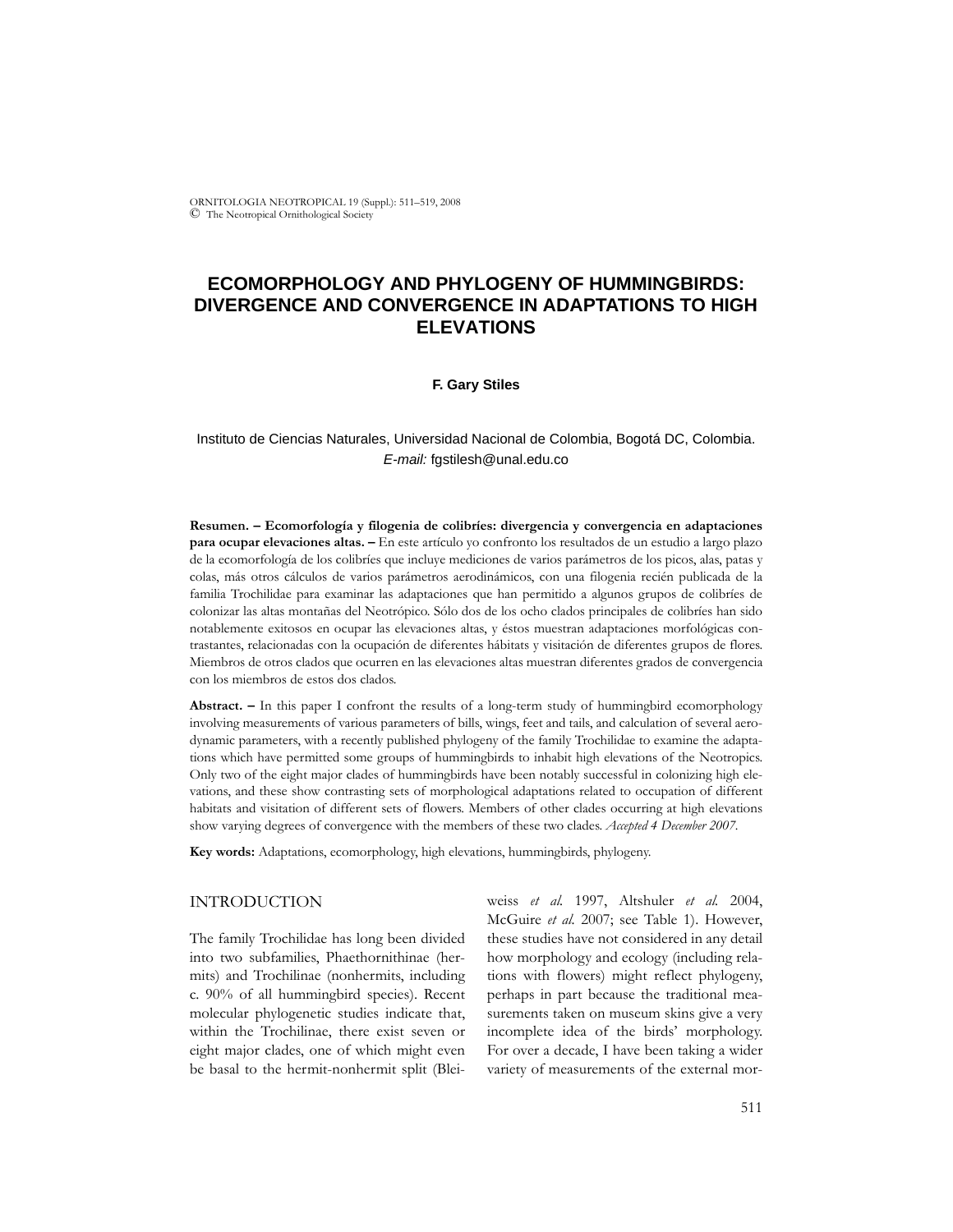# ECOMORPHOLOGY AND PHYLOGENY OF HUMMINGBIRDS: DIVERGENCE AND CONVERGENCE IN ADAPTATIONS TO HIGH ELEVATIONS

**F. Gary Stiles**

Instituto de Ciencias Naturales, Universidad Nacional de Colombia, Bogotá DC, Colombia.
*E-mail:* fgstilesh@unal.edu.co

**Resumen. – Ecomorfología y filogenia de colibríes: divergencia y convergencia en adaptaciones para ocupar elevaciones altas. –** En este artículo yo confronto los resultados de un estudio a largo plazo de la ecomorfología de los colibríes que incluye mediciones de varios parámetros de los picos, alas, patas y colas, más otros cálculos de varios parámetros aerodinámicos, con una filogenia recién publicada de la familia Trochilidae para examinar las adaptaciones que han permitido a algunos grupos de colibríes de colonizar las altas montañas del Neotrópico. Sólo dos de los ocho clados principales de colibríes han sido notablemente exitosos en ocupar las elevaciones altas, y éstos muestran adaptaciones morfológicas contrastantes, relacionadas con la ocupación de diferentes hábitats y visitación de diferentes grupos de flores. Miembros de otros clados que ocurren en las elevaciones altas muestran diferentes grados de convergencia con los miembros de estos dos clados.

**Abstract. –** In this paper I confront the results of a long-term study of hummingbird ecomorphology involving measurements of various parameters of bills, wings, feet and tails, and calculation of several aerodynamic parameters, with a recently published phylogeny of the family Trochilidae to examine the adaptations which have permitted some groups of hummingbirds to inhabit high elevations of the Neotropics. Only two of the eight major clades of hummingbirds have been notably successful in colonizing high elevations, and these show contrasting sets of morphological adaptations related to occupation of different habitats and visitation of different sets of flowers. Members of other clades occurring at high elevations show varying degrees of convergence with the members of these two clades. *Accepted 4 December 2007.*

**Key words:** Adaptations, ecomorphology, high elevations, hummingbirds, phylogeny.

## INTRODUCTION

The family Trochilidae has long been divided into two subfamilies, Phaethornithinae (hermits) and Trochilinae (nonhermits, including c. 90% of all hummingbird species). Recent molecular phylogenetic studies indicate that, within the Trochilinae, there exist seven or eight major clades, one of which might even be basal to the hermit-nonhermit split (Bleiweiss *et al.* 1997, Altshuler *et al.* 2004, McGuire *et al.* 2007; see Table 1). However, these studies have not considered in any detail how morphology and ecology (including relations with flowers) might reflect phylogeny, perhaps in part because the traditional measurements taken on museum skins give a very incomplete idea of the birds' morphology. For over a decade, I have been taking a wider variety of measurements of the external mor-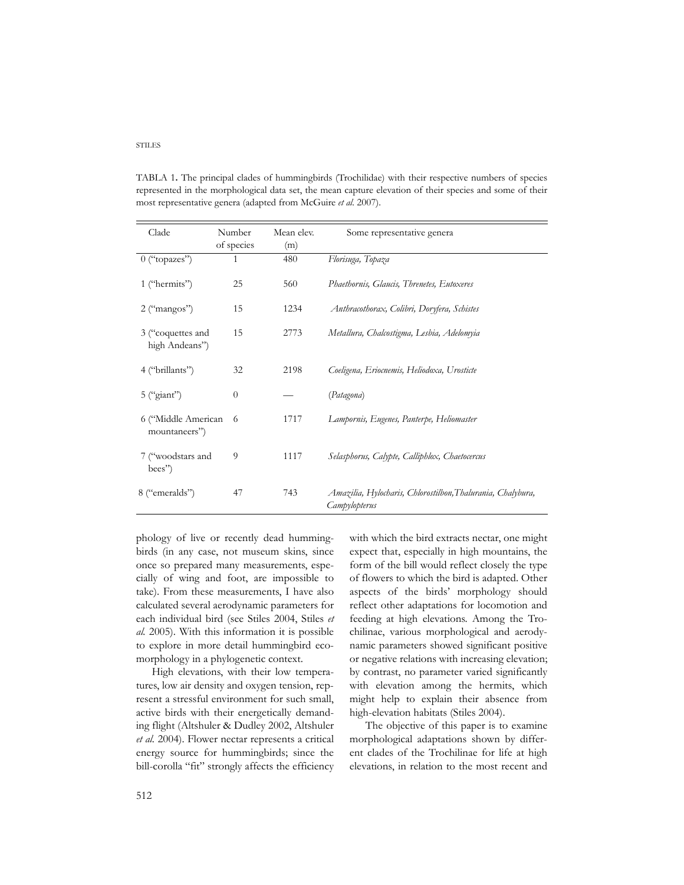TABLA 1. The principal clades of hummingbirds (Trochilidae) with their respective numbers of species represented in the morphological data set, the mean capture elevation of their species and some of their most representative genera (adapted from McGuire *et al.* 2007).

| Clade | Number of species | Mean elev. (m) | Some representative genera |
|---|---|---|---|
| 0 ("topazes") | 1 | 480 | *Florisuga, Topaza* |
| 1 ("hermits") | 25 | 560 | *Phaethornis, Glaucis, Threnetes, Eutoxeres* |
| 2 ("mangos") | 15 | 1234 | *Anthracothorax, Colibri, Doryfera, Schistes* |
| 3 ("coquettes and high Andeans") | 15 | 2773 | *Metallura, Chalcostigma, Lesbia, Adelomyia* |
| 4 ("brillants") | 32 | 2198 | *Coeligena, Eriocnemis, Heliodoxa, Urosticte* |
| 5 ("giant") | 0 | — | (*Patagona*) |
| 6 ("Middle American mountaneers") | 6 | 1717 | *Lampornis, Eugenes, Panterpe, Heliomaster* |
| 7 ("woodstars and bees") | 9 | 1117 | *Selasphorus, Calypte, Calliphlox, Chaetocercus* |
| 8 ("emeralds") | 47 | 743 | *Amazilia, Hylocharis, Chlorostilbon,Thalurania, Chalybura, Campylopterus* |

phology of live or recently dead hummingbirds (in any case, not museum skins, since once so prepared many measurements, especially of wing and foot, are impossible to take). From these measurements, I have also calculated several aerodynamic parameters for each individual bird (see Stiles 2004, Stiles *et al.* 2005). With this information it is possible to explore in more detail hummingbird ecomorphology in a phylogenetic context.

High elevations, with their low temperatures, low air density and oxygen tension, represent a stressful environment for such small, active birds with their energetically demanding flight (Altshuler & Dudley 2002, Altshuler *et al.* 2004). Flower nectar represents a critical energy source for hummingbirds; since the bill-corolla "fit" strongly affects the efficiency with which the bird extracts nectar, one might expect that, especially in high mountains, the form of the bill would reflect closely the type of flowers to which the bird is adapted. Other aspects of the birds' morphology should reflect other adaptations for locomotion and feeding at high elevations. Among the Trochilinae, various morphological and aerodynamic parameters showed significant positive or negative relations with increasing elevation; by contrast, no parameter varied significantly with elevation among the hermits, which might help to explain their absence from high-elevation habitats (Stiles 2004).

The objective of this paper is to examine morphological adaptations shown by different clades of the Trochilinae for life at high elevations, in relation to the most recent and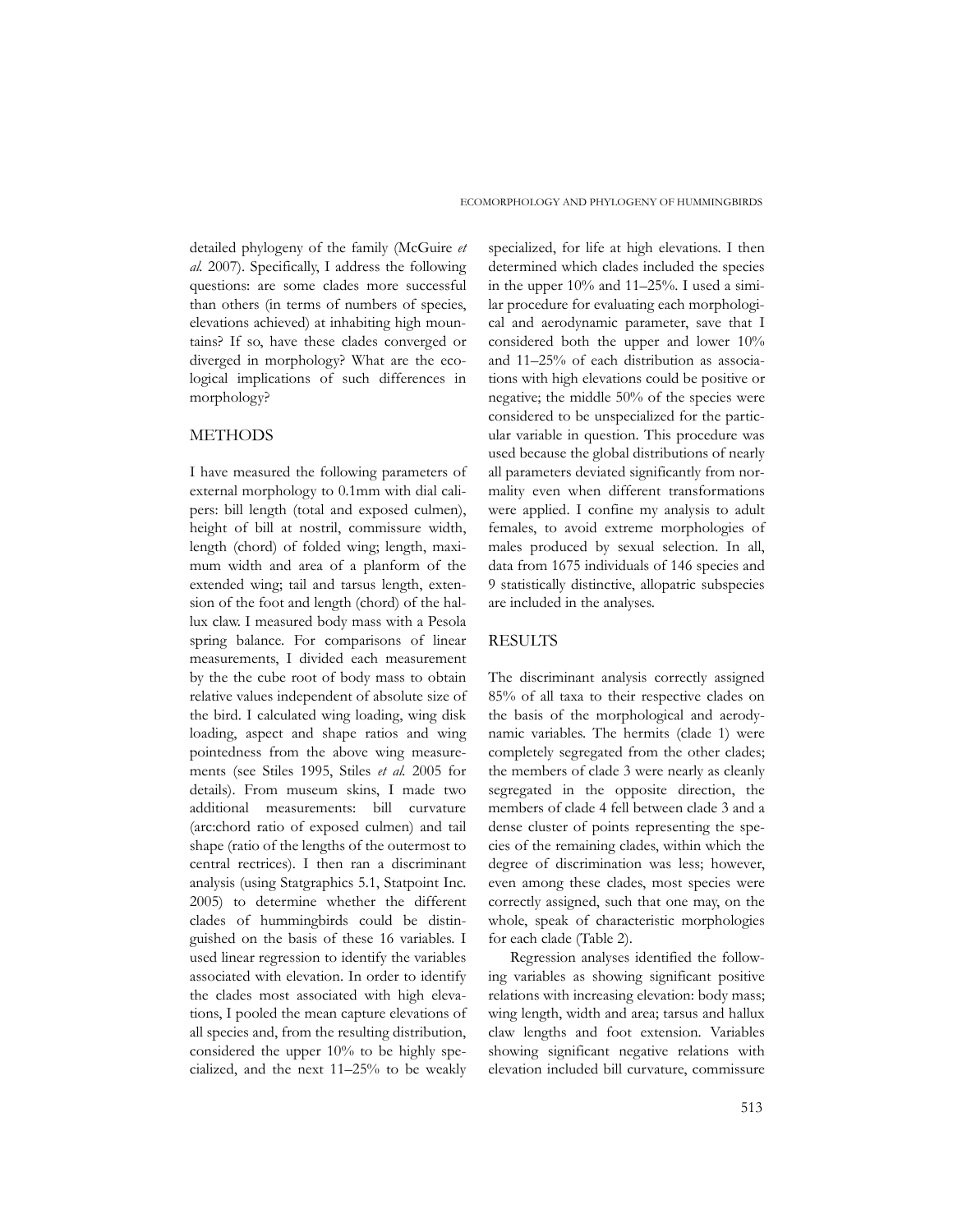detailed phylogeny of the family (McGuire *et al.* 2007). Specifically, I address the following questions: are some clades more successful than others (in terms of numbers of species, elevations achieved) at inhabiting high mountains? If so, have these clades converged or diverged in morphology? What are the ecological implications of such differences in morphology?

## METHODS

I have measured the following parameters of external morphology to 0.1mm with dial calipers: bill length (total and exposed culmen), height of bill at nostril, commissure width, length (chord) of folded wing; length, maximum width and area of a planform of the extended wing; tail and tarsus length, extension of the foot and length (chord) of the hallux claw. I measured body mass with a Pesola spring balance. For comparisons of linear measurements, I divided each measurement by the the cube root of body mass to obtain relative values independent of absolute size of the bird. I calculated wing loading, wing disk loading, aspect and shape ratios and wing pointedness from the above wing measurements (see Stiles 1995, Stiles *et al.* 2005 for details). From museum skins, I made two additional measurements: bill curvature (arc:chord ratio of exposed culmen) and tail shape (ratio of the lengths of the outermost to central rectrices). I then ran a discriminant analysis (using Statgraphics 5.1, Statpoint Inc. 2005) to determine whether the different clades of hummingbirds could be distinguished on the basis of these 16 variables. I used linear regression to identify the variables associated with elevation. In order to identify the clades most associated with high elevations, I pooled the mean capture elevations of all species and, from the resulting distribution, considered the upper 10% to be highly specialized, and the next 11–25% to be weakly specialized, for life at high elevations. I then determined which clades included the species in the upper 10% and 11–25%. I used a similar procedure for evaluating each morphological and aerodynamic parameter, save that I considered both the upper and lower 10% and 11–25% of each distribution as associations with high elevations could be positive or negative; the middle 50% of the species were considered to be unspecialized for the particular variable in question. This procedure was used because the global distributions of nearly all parameters deviated significantly from normality even when different transformations were applied. I confine my analysis to adult females, to avoid extreme morphologies of males produced by sexual selection. In all, data from 1675 individuals of 146 species and 9 statistically distinctive, allopatric subspecies are included in the analyses.

## RESULTS

The discriminant analysis correctly assigned 85% of all taxa to their respective clades on the basis of the morphological and aerodynamic variables. The hermits (clade 1) were completely segregated from the other clades; the members of clade 3 were nearly as cleanly segregated in the opposite direction, the members of clade 4 fell between clade 3 and a dense cluster of points representing the species of the remaining clades, within which the degree of discrimination was less; however, even among these clades, most species were correctly assigned, such that one may, on the whole, speak of characteristic morphologies for each clade (Table 2).

Regression analyses identified the following variables as showing significant positive relations with increasing elevation: body mass; wing length, width and area; tarsus and hallux claw lengths and foot extension. Variables showing significant negative relations with elevation included bill curvature, commissure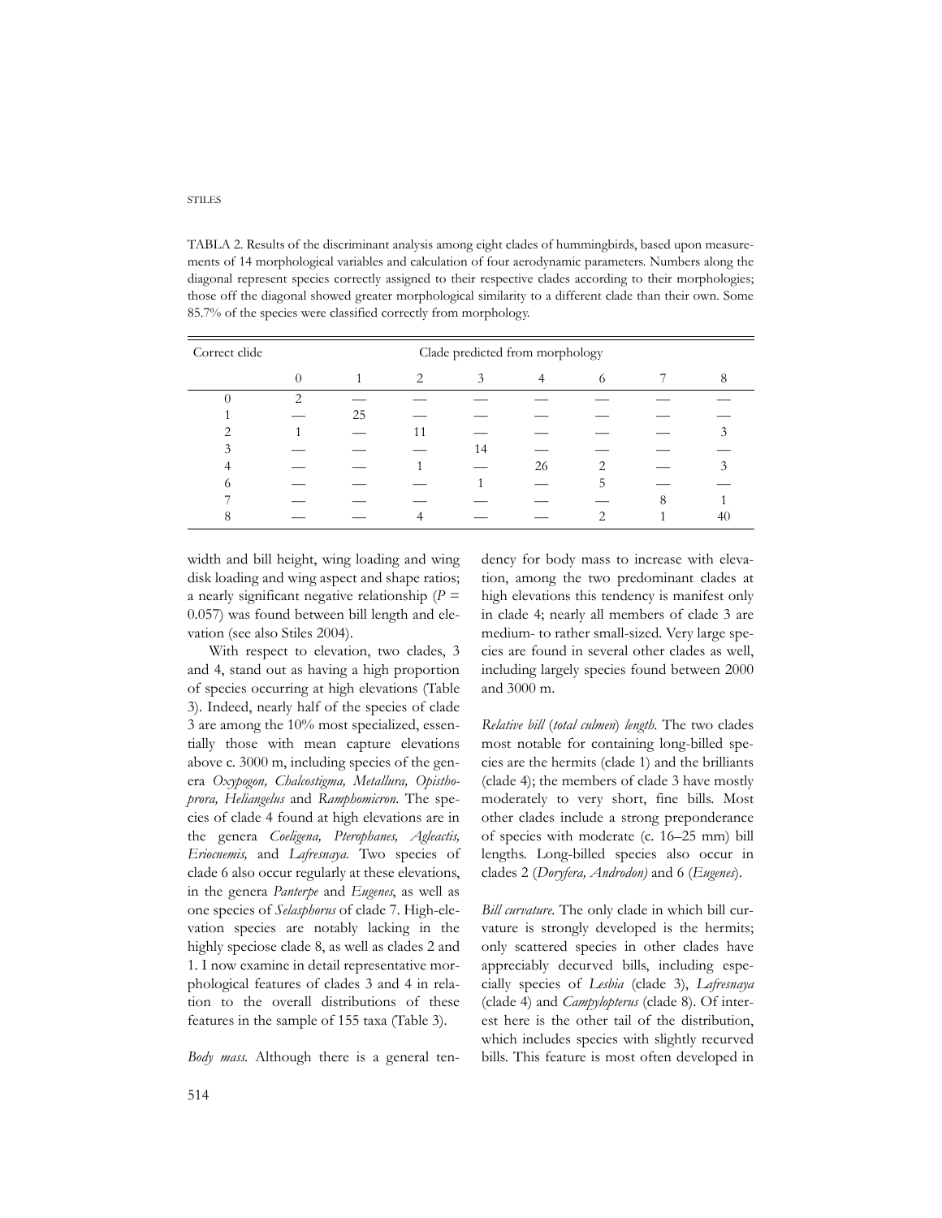TABLA 2. Results of the discriminant analysis among eight clades of hummingbirds, based upon measurements of 14 morphological variables and calculation of four aerodynamic parameters. Numbers along the diagonal represent species correctly assigned to their respective clades according to their morphologies; those off the diagonal showed greater morphological similarity to a different clade than their own. Some 85.7% of the species were classified correctly from morphology.

| Correct clide | Clade predicted from morphology | | | | | | | |
|---|---|---|---|---|---|---|---|---|
| | 0 | 1 | 2 | 3 | 4 | 6 | 7 | 8 |
| 0 | 2 | — | — | — | — | — | — | — |
| 1 | — | 25 | — | — | — | — | — | — |
| 2 | 1 | — | 11 | — | — | — | — | 3 |
| 3 | — | — | — | 14 | — | — | — | — |
| 4 | — | — | 1 | — | 26 | 2 | — | 3 |
| 6 | — | — | — | 1 | — | 5 | — | — |
| 7 | — | — | — | — | — | — | 8 | 1 |
| 8 | — | — | 4 | — | — | 2 | 1 | 40 |

width and bill height, wing loading and wing disk loading and wing aspect and shape ratios; a nearly significant negative relationship ($P$ = 0.057) was found between bill length and elevation (see also Stiles 2004).

With respect to elevation, two clades, 3 and 4, stand out as having a high proportion of species occurring at high elevations (Table 3). Indeed, nearly half of the species of clade 3 are among the 10% most specialized, essentially those with mean capture elevations above c. 3000 m, including species of the genera *Oxypogon, Chalcostigma, Metallura, Opisthoprora, Heliangelus* and *Ramphomicron*. The species of clade 4 found at high elevations are in the genera *Coeligena, Pterophanes, Agleactis, Eriocnemis,* and *Lafresnaya.* Two species of clade 6 also occur regularly at these elevations, in the genera *Panterpe* and *Eugenes*, as well as one species of *Selasphorus* of clade 7. High-elevation species are notably lacking in the highly speciose clade 8, as well as clades 2 and 1. I now examine in detail representative morphological features of clades 3 and 4 in relation to the overall distributions of these features in the sample of 155 taxa (Table 3).

*Body mass.* Although there is a general tendency for body mass to increase with elevation, among the two predominant clades at high elevations this tendency is manifest only in clade 4; nearly all members of clade 3 are medium- to rather small-sized. Very large species are found in several other clades as well, including largely species found between 2000 and 3000 m.

*Relative bill* (*total culmen*) *length.* The two clades most notable for containing long-billed species are the hermits (clade 1) and the brilliants (clade 4); the members of clade 3 have mostly moderately to very short, fine bills. Most other clades include a strong preponderance of species with moderate (c. 16–25 mm) bill lengths. Long-billed species also occur in clades 2 (*Doryfera, Androdon)* and 6 (*Eugenes*).

*Bill curvature.* The only clade in which bill curvature is strongly developed is the hermits; only scattered species in other clades have appreciably decurved bills, including especially species of *Lesbia* (clade 3), *Lafresnaya* (clade 4) and *Campylopterus* (clade 8). Of interest here is the other tail of the distribution, which includes species with slightly recurved bills. This feature is most often developed in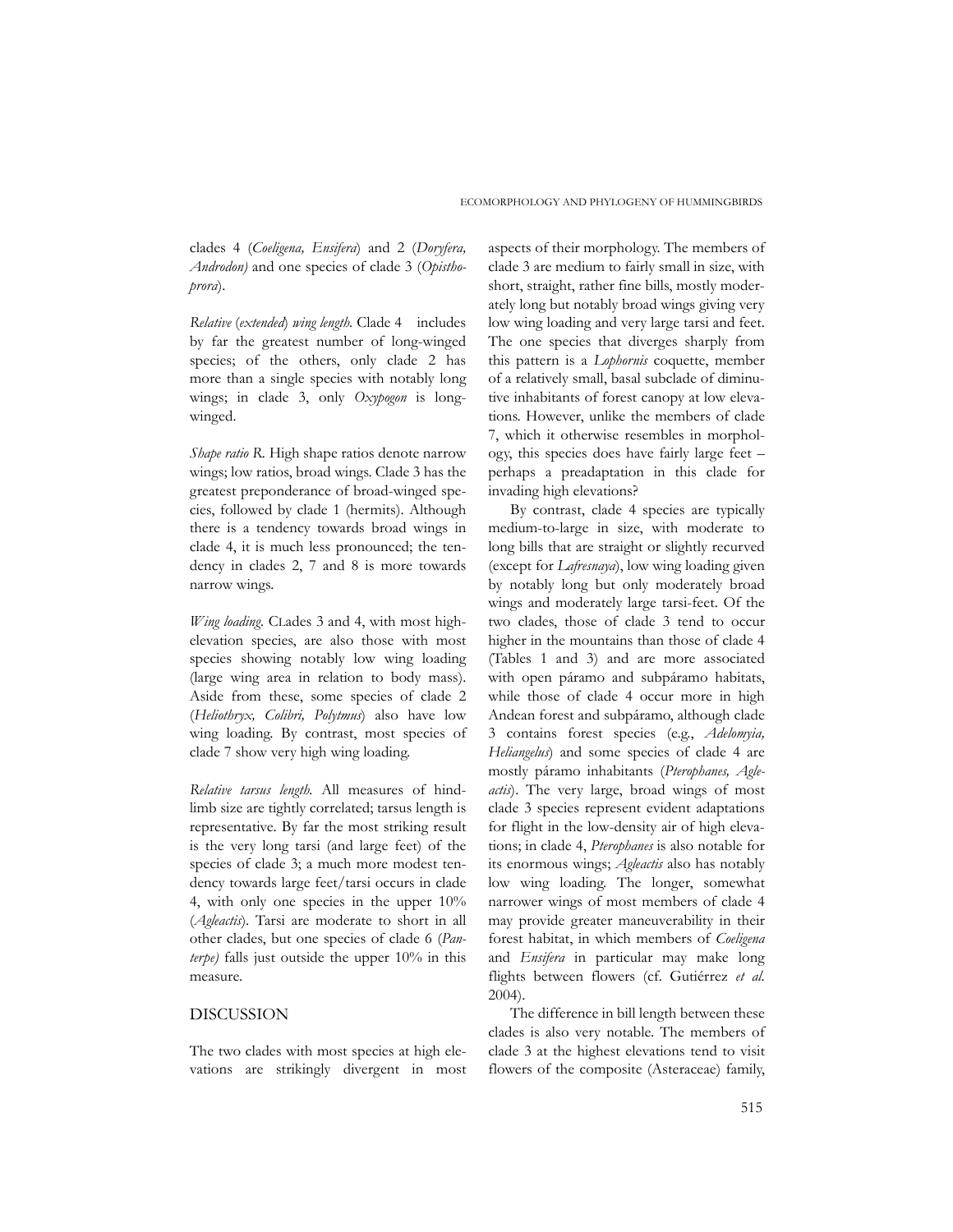clades 4 (*Coeligena, Ensifera*) and 2 (*Doryfera, Androdon)* and one species of clade 3 (*Opisthoprora*).

*Relative* (*extended*) *wing length.* Clade 4 includes by far the greatest number of long-winged species; of the others, only clade 2 has more than a single species with notably long wings; in clade 3, only *Oxypogon* is long-winged.

*Shape ratio R.* High shape ratios denote narrow wings; low ratios, broad wings. Clade 3 has the greatest preponderance of broad-winged species, followed by clade 1 (hermits). Although there is a tendency towards broad wings in clade 4, it is much less pronounced; the tendency in clades 2, 7 and 8 is more towards narrow wings.

*Wing loading.* CLades 3 and 4, with most high-elevation species, are also those with most species showing notably low wing loading (large wing area in relation to body mass). Aside from these, some species of clade 2 (*Heliothryx, Colibri, Polytmus*) also have low wing loading. By contrast, most species of clade 7 show very high wing loading.

*Relative tarsus length.* All measures of hindlimb size are tightly correlated; tarsus length is representative. By far the most striking result is the very long tarsi (and large feet) of the species of clade 3; a much more modest tendency towards large feet/tarsi occurs in clade 4, with only one species in the upper 10% (*Agleactis*). Tarsi are moderate to short in all other clades, but one species of clade 6 (*Panterpe)* falls just outside the upper 10% in this measure.

## DISCUSSION

The two clades with most species at high elevations are strikingly divergent in most aspects of their morphology. The members of clade 3 are medium to fairly small in size, with short, straight, rather fine bills, mostly moderately long but notably broad wings giving very low wing loading and very large tarsi and feet. The one species that diverges sharply from this pattern is a *Lophornis* coquette, member of a relatively small, basal subclade of diminutive inhabitants of forest canopy at low elevations. However, unlike the members of clade 7, which it otherwise resembles in morphology, this species does have fairly large feet – perhaps a preadaptation in this clade for invading high elevations?

By contrast, clade 4 species are typically medium-to-large in size, with moderate to long bills that are straight or slightly recurved (except for *Lafresnaya*), low wing loading given by notably long but only moderately broad wings and moderately large tarsi-feet. Of the two clades, those of clade 3 tend to occur higher in the mountains than those of clade 4 (Tables 1 and 3) and are more associated with open páramo and subpáramo habitats, while those of clade 4 occur more in high Andean forest and subpáramo, although clade 3 contains forest species (e.g., *Adelomyia, Heliangelus*) and some species of clade 4 are mostly páramo inhabitants (*Pterophanes, Agleactis*). The very large, broad wings of most clade 3 species represent evident adaptations for flight in the low-density air of high elevations; in clade 4, *Pterophanes* is also notable for its enormous wings; *Agleactis* also has notably low wing loading. The longer, somewhat narrower wings of most members of clade 4 may provide greater maneuverability in their forest habitat, in which members of *Coeligena* and *Ensifera* in particular may make long flights between flowers (cf. Gutiérrez *et al.* 2004).

The difference in bill length between these clades is also very notable. The members of clade 3 at the highest elevations tend to visit flowers of the composite (Asteraceae) family,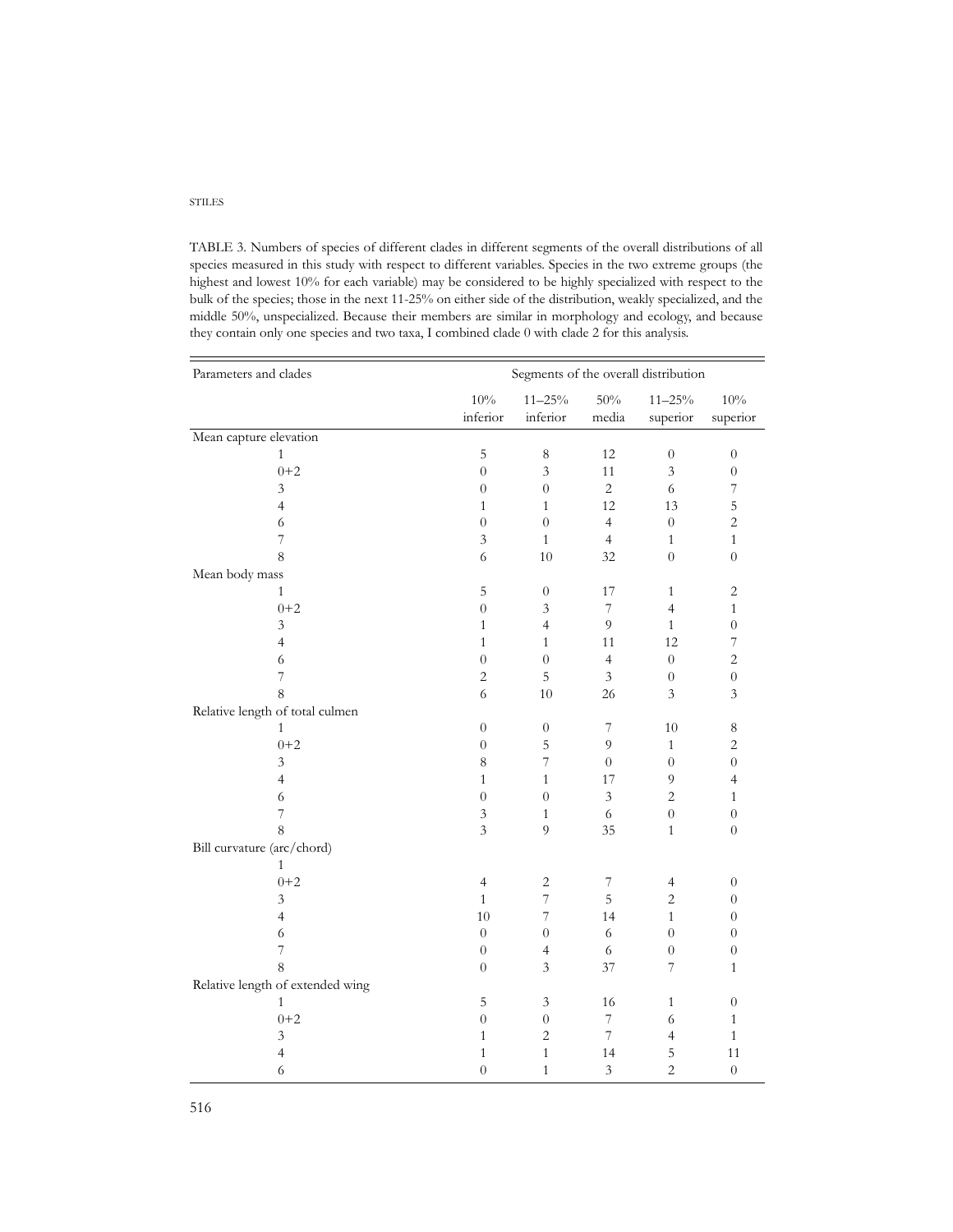TABLE 3. Numbers of species of different clades in different segments of the overall distributions of all species measured in this study with respect to different variables. Species in the two extreme groups (the highest and lowest 10% for each variable) may be considered to be highly specialized with respect to the bulk of the species; those in the next 11-25% on either side of the distribution, weakly specialized, and the middle 50%, unspecialized. Because their members are similar in morphology and ecology, and because they contain only one species and two taxa, I combined clade 0 with clade 2 for this analysis.

| Parameters and clades | Segments of the overall distribution | | | | |
|---|---|---|---|---|---|
| | 10% inferior | 11–25% inferior | 50% media | 11–25% superior | 10% superior |
| Mean capture elevation | | | | | |
| 1 | 5 | 8 | 12 | 0 | 0 |
| 0+2 | 0 | 3 | 11 | 3 | 0 |
| 3 | 0 | 0 | 2 | 6 | 7 |
| 4 | 1 | 1 | 12 | 13 | 5 |
| 6 | 0 | 0 | 4 | 0 | 2 |
| 7 | 3 | 1 | 4 | 1 | 1 |
| 8 | 6 | 10 | 32 | 0 | 0 |
| Mean body mass | | | | | |
| 1 | 5 | 0 | 17 | 1 | 2 |
| 0+2 | 0 | 3 | 7 | 4 | 1 |
| 3 | 1 | 4 | 9 | 1 | 0 |
| 4 | 1 | 1 | 11 | 12 | 7 |
| 6 | 0 | 0 | 4 | 0 | 2 |
| 7 | 2 | 5 | 3 | 0 | 0 |
| 8 | 6 | 10 | 26 | 3 | 3 |
| Relative length of total culmen | | | | | |
| 1 | 0 | 0 | 7 | 10 | 8 |
| 0+2 | 0 | 5 | 9 | 1 | 2 |
| 3 | 8 | 7 | 0 | 0 | 0 |
| 4 | 1 | 1 | 17 | 9 | 4 |
| 6 | 0 | 0 | 3 | 2 | 1 |
| 7 | 3 | 1 | 6 | 0 | 0 |
| 8 | 3 | 9 | 35 | 1 | 0 |
| Bill curvature (arc/chord) | | | | | |
| 1 | | | | | |
| 0+2 | 4 | 2 | 7 | 4 | 0 |
| 3 | 1 | 7 | 5 | 2 | 0 |
| 4 | 10 | 7 | 14 | 1 | 0 |
| 6 | 0 | 0 | 6 | 0 | 0 |
| 7 | 0 | 4 | 6 | 0 | 0 |
| 8 | 0 | 3 | 37 | 7 | 1 |
| Relative length of extended wing | | | | | |
| 1 | 5 | 3 | 16 | 1 | 0 |
| 0+2 | 0 | 0 | 7 | 6 | 1 |
| 3 | 1 | 2 | 7 | 4 | 1 |
| 4 | 1 | 1 | 14 | 5 | 11 |
| 6 | 0 | 1 | 3 | 2 | 0 |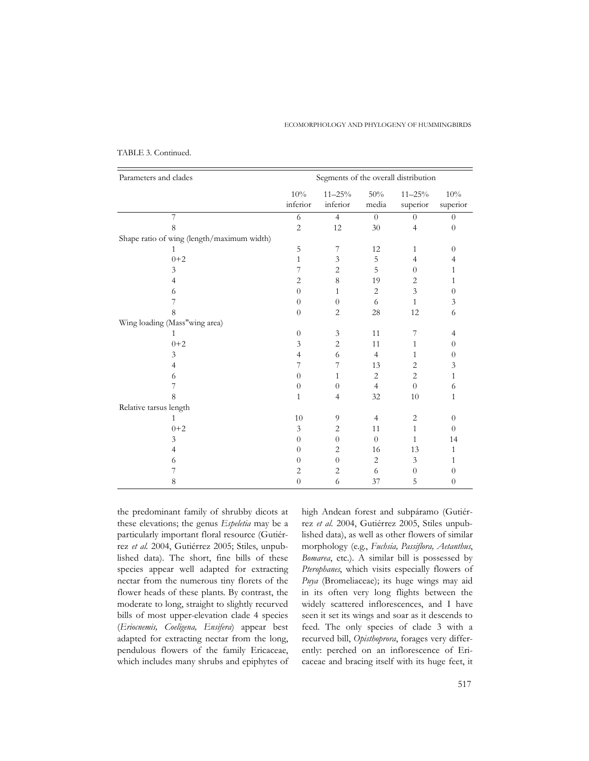TABLE 3. Continued.

| Parameters and clades | Segments of the overall distribution | | | | |
|---|---|---|---|---|---|
| | 10% inferior | 11–25% inferior | 50% media | 11–25% superior | 10% superior |
| 7 | 6 | 4 | 0 | 0 | 0 |
| 8 | 2 | 12 | 30 | 4 | 0 |
| Shape ratio of wing (length/maximum width) | | | | | |
| 1 | 5 | 7 | 12 | 1 | 0 |
| 0+2 | 1 | 3 | 5 | 4 | 4 |
| 3 | 7 | 2 | 5 | 0 | 1 |
| 4 | 2 | 8 | 19 | 2 | 1 |
| 6 | 0 | 1 | 2 | 3 | 0 |
| 7 | 0 | 0 | 6 | 1 | 3 |
| 8 | 0 | 2 | 28 | 12 | 6 |
| Wing loading (Mass"wing area) | | | | | |
| 1 | 0 | 3 | 11 | 7 | 4 |
| 0+2 | 3 | 2 | 11 | 1 | 0 |
| 3 | 4 | 6 | 4 | 1 | 0 |
| 4 | 7 | 7 | 13 | 2 | 3 |
| 6 | 0 | 1 | 2 | 2 | 1 |
| 7 | 0 | 0 | 4 | 0 | 6 |
| 8 | 1 | 4 | 32 | 10 | 1 |
| Relative tarsus length | | | | | |
| 1 | 10 | 9 | 4 | 2 | 0 |
| 0+2 | 3 | 2 | 11 | 1 | 0 |
| 3 | 0 | 0 | 0 | 1 | 14 |
| 4 | 0 | 2 | 16 | 13 | 1 |
| 6 | 0 | 0 | 2 | 3 | 1 |
| 7 | 2 | 2 | 6 | 0 | 0 |
| 8 | 0 | 6 | 37 | 5 | 0 |

the predominant family of shrubby dicots at these elevations; the genus *Espeletia* may be a particularly important floral resource (Gutiérrez *et al.* 2004, Gutiérrez 2005; Stiles, unpublished data). The short, fine bills of these species appear well adapted for extracting nectar from the numerous tiny florets of the flower heads of these plants. By contrast, the moderate to long, straight to slightly recurved bills of most upper-elevation clade 4 species (*Eriocnemis, Coeligena, Ensifera*) appear best adapted for extracting nectar from the long, pendulous flowers of the family Ericaceae, which includes many shrubs and epiphytes of high Andean forest and subpáramo (Gutiérrez *et al.* 2004, Gutiérrez 2005, Stiles unpublished data), as well as other flowers of similar morphology (e.g., *Fuchsia, Passiflora, Aetanthus*, *Bomarea*, etc.). A similar bill is possessed by *Pterophanes*, which visits especially flowers of *Puya* (Bromeliaceae); its huge wings may aid in its often very long flights between the widely scattered inflorescences, and I have seen it set its wings and soar as it descends to feed. The only species of clade 3 with a recurved bill, *Opisthoprora*, forages very differently: perched on an inflorescence of Ericaceae and bracing itself with its huge feet, it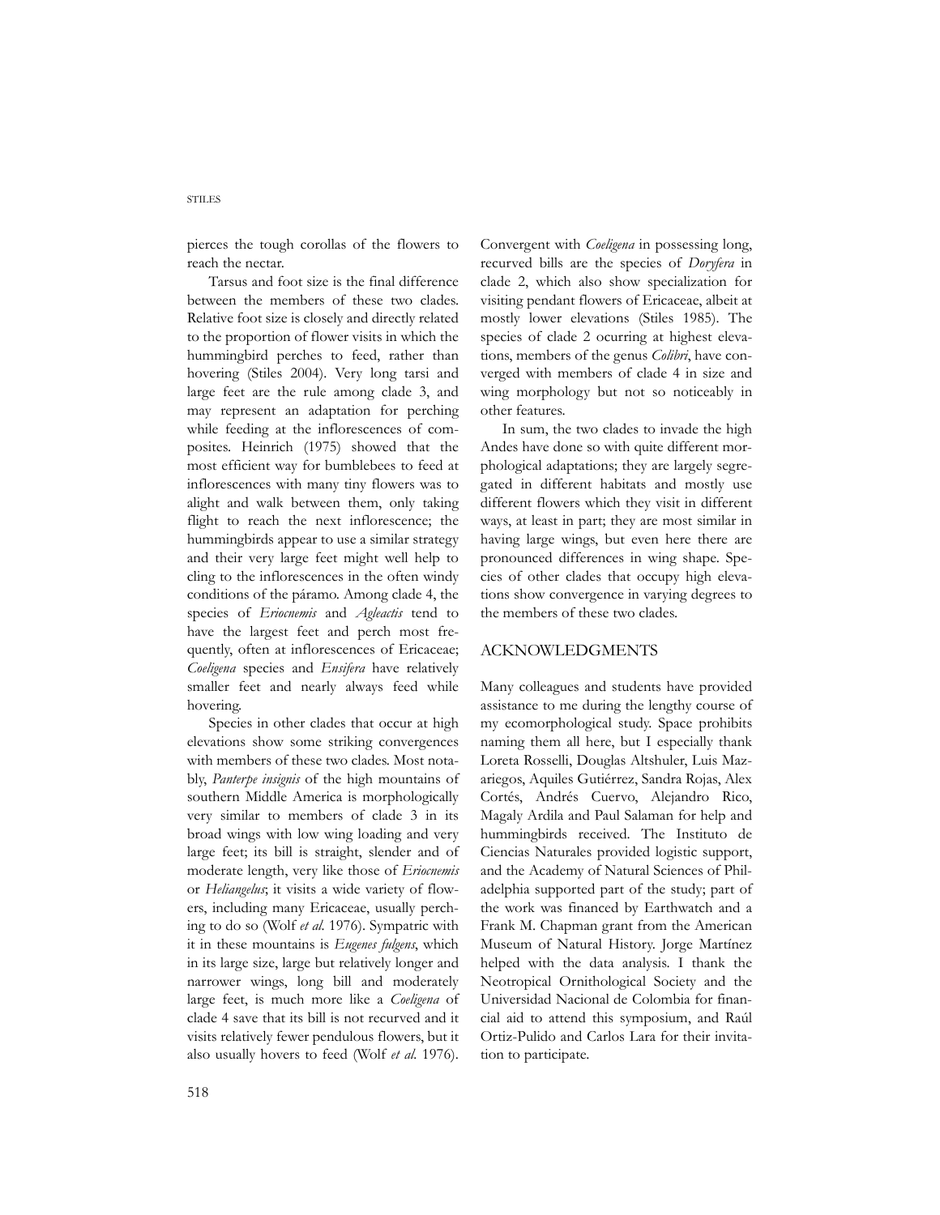pierces the tough corollas of the flowers to reach the nectar.

Tarsus and foot size is the final difference between the members of these two clades. Relative foot size is closely and directly related to the proportion of flower visits in which the hummingbird perches to feed, rather than hovering (Stiles 2004). Very long tarsi and large feet are the rule among clade 3, and may represent an adaptation for perching while feeding at the inflorescences of composites. Heinrich (1975) showed that the most efficient way for bumblebees to feed at inflorescences with many tiny flowers was to alight and walk between them, only taking flight to reach the next inflorescence; the hummingbirds appear to use a similar strategy and their very large feet might well help to cling to the inflorescences in the often windy conditions of the páramo. Among clade 4, the species of *Eriocnemis* and *Agleactis* tend to have the largest feet and perch most frequently, often at inflorescences of Ericaceae; *Coeligena* species and *Ensifera* have relatively smaller feet and nearly always feed while hovering.

Species in other clades that occur at high elevations show some striking convergences with members of these two clades. Most notably, *Panterpe insignis* of the high mountains of southern Middle America is morphologically very similar to members of clade 3 in its broad wings with low wing loading and very large feet; its bill is straight, slender and of moderate length, very like those of *Eriocnemis* or *Heliangelus*; it visits a wide variety of flowers, including many Ericaceae, usually perching to do so (Wolf *et al.* 1976). Sympatric with it in these mountains is *Eugenes fulgens*, which in its large size, large but relatively longer and narrower wings, long bill and moderately large feet, is much more like a *Coeligena* of clade 4 save that its bill is not recurved and it visits relatively fewer pendulous flowers, but it also usually hovers to feed (Wolf *et al.* 1976). Convergent with *Coeligena* in possessing long, recurved bills are the species of *Doryfera* in clade 2, which also show specialization for visiting pendant flowers of Ericaceae, albeit at mostly lower elevations (Stiles 1985). The species of clade 2 ocurring at highest elevations, members of the genus *Colibri*, have converged with members of clade 4 in size and wing morphology but not so noticeably in other features.

In sum, the two clades to invade the high Andes have done so with quite different morphological adaptations; they are largely segregated in different habitats and mostly use different flowers which they visit in different ways, at least in part; they are most similar in having large wings, but even here there are pronounced differences in wing shape. Species of other clades that occupy high elevations show convergence in varying degrees to the members of these two clades.

## ACKNOWLEDGMENTS

Many colleagues and students have provided assistance to me during the lengthy course of my ecomorphological study. Space prohibits naming them all here, but I especially thank Loreta Rosselli, Douglas Altshuler, Luis Mazariegos, Aquiles Gutiérrez, Sandra Rojas, Alex Cortés, Andrés Cuervo, Alejandro Rico, Magaly Ardila and Paul Salaman for help and hummingbirds received. The Instituto de Ciencias Naturales provided logistic support, and the Academy of Natural Sciences of Philadelphia supported part of the study; part of the work was financed by Earthwatch and a Frank M. Chapman grant from the American Museum of Natural History. Jorge Martínez helped with the data analysis. I thank the Neotropical Ornithological Society and the Universidad Nacional de Colombia for financial aid to attend this symposium, and Raúl Ortiz-Pulido and Carlos Lara for their invitation to participate.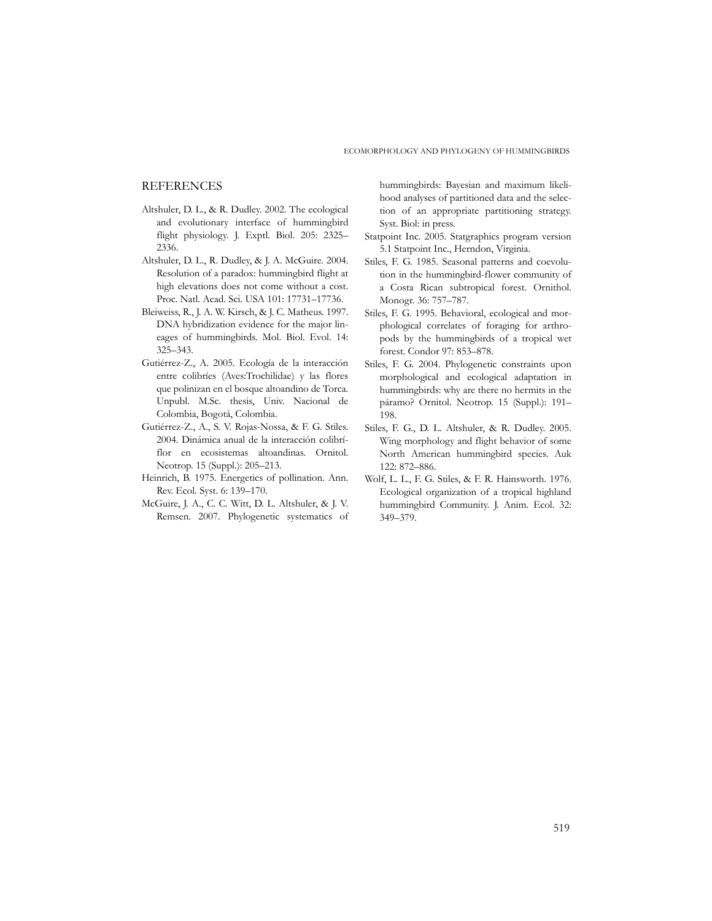## REFERENCES

Altshuler, D. L., & R. Dudley. 2002. The ecological and evolutionary interface of hummingbird flight physiology. J. Exptl. Biol. 205: 2325–2336.

Altshuler, D. L., R. Dudley, & J. A. McGuire. 2004. Resolution of a paradox: hummingbird flight at high elevations does not come without a cost. Proc. Natl. Acad. Sci. USA 101: 17731–17736.

Bleiweiss, R., J. A. W. Kirsch, & J. C. Matheus. 1997. DNA hybridization evidence for the major lineages of hummingbirds. Mol. Biol. Evol. 14: 325–343.

Gutiérrez-Z., A. 2005. Ecología de la interacción entre colibríes (Aves:Trochilidae) y las flores que polinizan en el bosque altoandino de Torca. Unpubl. M.Sc. thesis, Univ. Nacional de Colombia, Bogotá, Colombia.

Gutiérrez-Z., A., S. V. Rojas-Nossa, & F. G. Stiles. 2004. Dinámica anual de la interacción colibrí-flor en ecosistemas altoandinas. Ornitol. Neotrop. 15 (Suppl.): 205–213.

Heinrich, B. 1975. Energetics of pollination. Ann. Rev. Ecol. Syst. 6: 139–170.

McGuire, J. A., C. C. Witt, D. L. Altshuler, & J. V. Remsen. 2007. Phylogenetic systematics of hummingbirds: Bayesian and maximum likelihood analyses of partitioned data and the selection of an appropriate partitioning strategy. Syst. Biol: in press.

Statpoint Inc. 2005. Statgraphics program version 5.1 Statpoint Inc., Herndon, Virginia.

Stiles, F. G. 1985. Seasonal patterns and coevolution in the hummingbird-flower community of a Costa Rican subtropical forest. Ornithol. Monogr. 36: 757–787.

Stiles, F. G. 1995. Behavioral, ecological and morphological correlates of foraging for arthropods by the hummingbirds of a tropical wet forest. Condor 97: 853–878.

Stiles, F. G. 2004. Phylogenetic constraints upon morphological and ecological adaptation in hummingbirds: why are there no hermits in the páramo? Ornitol. Neotrop. 15 (Suppl.): 191–198.

Stiles, F. G., D. L. Altshuler, & R. Dudley. 2005. Wing morphology and flight behavior of some North American hummingbird species. Auk 122: 872–886.

Wolf, L. L., F. G. Stiles, & F. R. Hainsworth. 1976. Ecological organization of a tropical highland hummingbird Community. J. Anim. Ecol. 32: 349–379.